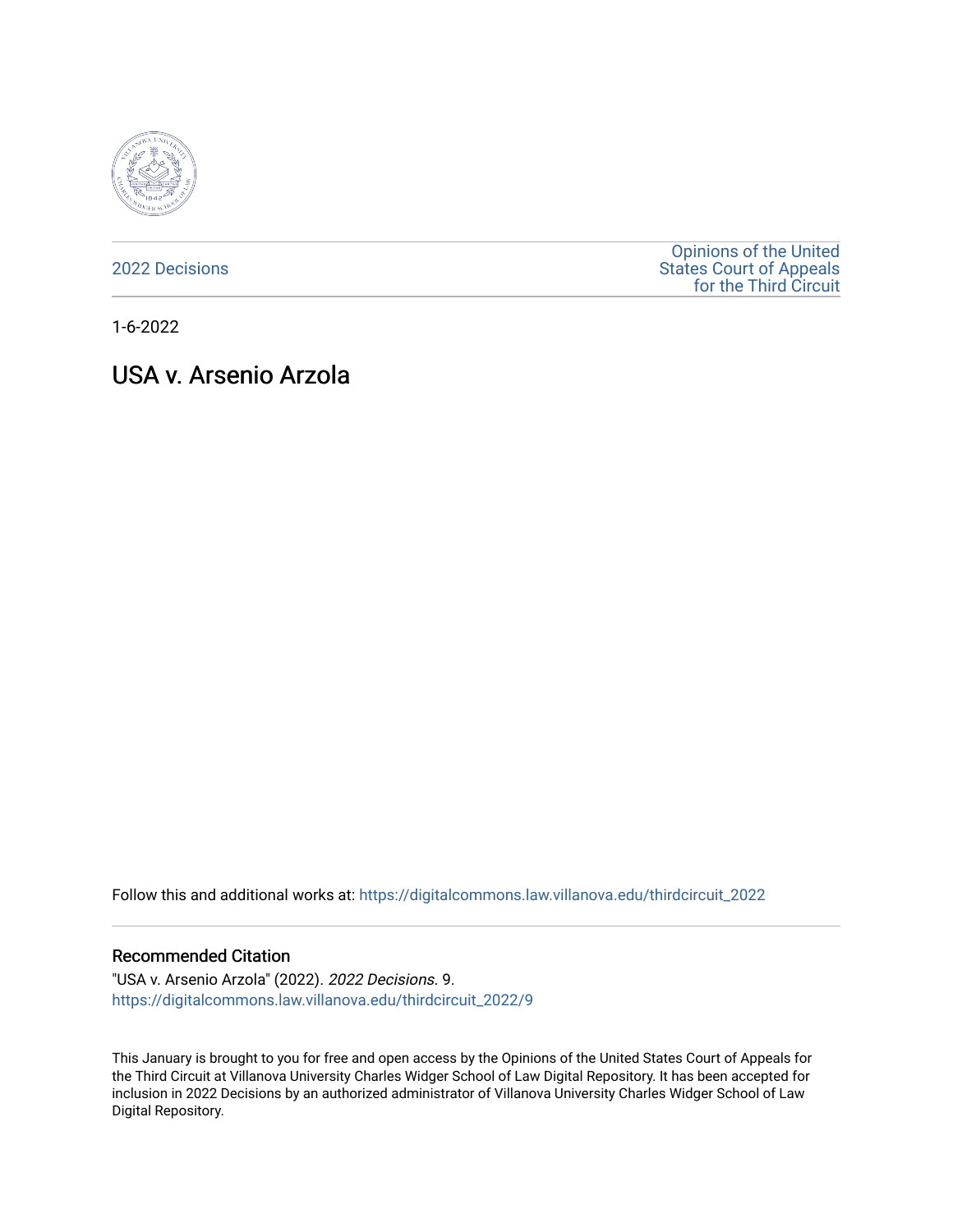2022 Decisions

Opinions of the United States Court of Appeals for the Third Circuit

1-6-2022

# USA v. Arsenio Arzola

Follow this and additional works at: https://digitalcommons.law.villanova.edu/thirdcircuit_2022

## Recommended Citation

"USA v. Arsenio Arzola" (2022). *2022 Decisions*. 9.
https://digitalcommons.law.villanova.edu/thirdcircuit_2022/9

This January is brought to you for free and open access by the Opinions of the United States Court of Appeals for the Third Circuit at Villanova University Charles Widger School of Law Digital Repository. It has been accepted for inclusion in 2022 Decisions by an authorized administrator of Villanova University Charles Widger School of Law Digital Repository.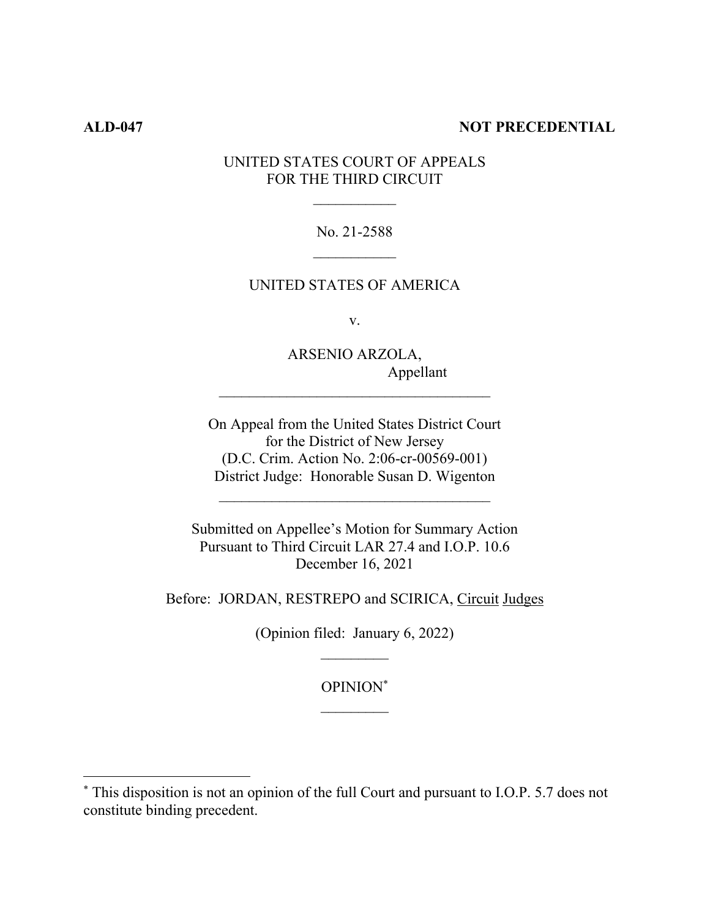**ALD-047** **NOT PRECEDENTIAL**

UNITED STATES COURT OF APPEALS
FOR THE THIRD CIRCUIT

\_\_\_\_\_\_\_\_\_\_\_

No. 21-2588

\_\_\_\_\_\_\_\_\_\_\_

UNITED STATES OF AMERICA

v.

ARSENIO ARZOLA,
Appellant

\_\_\_\_\_\_\_\_\_\_\_\_\_\_\_\_\_\_\_\_\_\_\_\_\_\_\_\_\_\_\_\_\_\_\_\_

On Appeal from the United States District Court
for the District of New Jersey
(D.C. Crim. Action No. 2:06-cr-00569-001)
District Judge: Honorable Susan D. Wigenton

\_\_\_\_\_\_\_\_\_\_\_\_\_\_\_\_\_\_\_\_\_\_\_\_\_\_\_\_\_\_\_\_\_\_\_\_

Submitted on Appellee's Motion for Summary Action
Pursuant to Third Circuit LAR 27.4 and I.O.P. 10.6
December 16, 2021

Before: JORDAN, RESTREPO and SCIRICA, Circuit Judges

(Opinion filed: January 6, 2022)

\_\_\_\_\_\_\_\_\_

OPINION[*]

\_\_\_\_\_\_\_\_\_

---

[*] This disposition is not an opinion of the full Court and pursuant to I.O.P. 5.7 does not constitute binding precedent.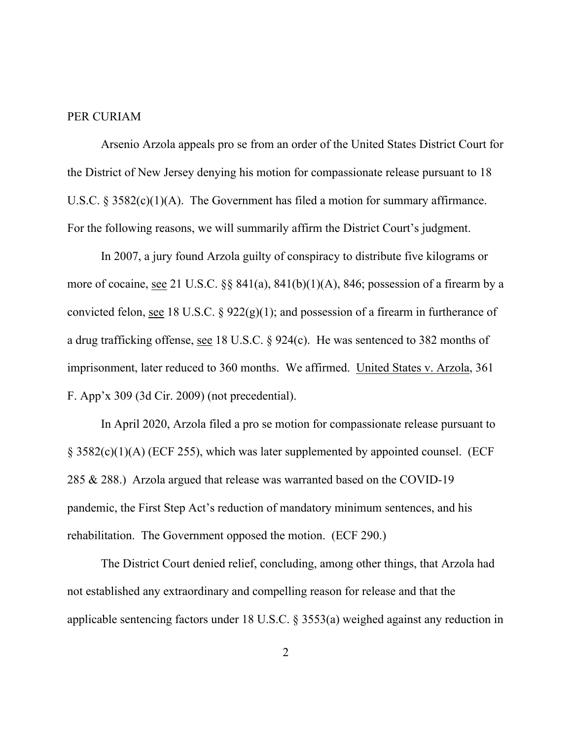PER CURIAM

Arsenio Arzola appeals pro se from an order of the United States District Court for the District of New Jersey denying his motion for compassionate release pursuant to 18 U.S.C. § 3582(c)(1)(A). The Government has filed a motion for summary affirmance. For the following reasons, we will summarily affirm the District Court's judgment.

In 2007, a jury found Arzola guilty of conspiracy to distribute five kilograms or more of cocaine, see 21 U.S.C. §§ 841(a), 841(b)(1)(A), 846; possession of a firearm by a convicted felon, see 18 U.S.C. § 922(g)(1); and possession of a firearm in furtherance of a drug trafficking offense, see 18 U.S.C. § 924(c). He was sentenced to 382 months of imprisonment, later reduced to 360 months. We affirmed. United States v. Arzola, 361 F. App'x 309 (3d Cir. 2009) (not precedential).

In April 2020, Arzola filed a pro se motion for compassionate release pursuant to § 3582(c)(1)(A) (ECF 255), which was later supplemented by appointed counsel. (ECF 285 & 288.) Arzola argued that release was warranted based on the COVID-19 pandemic, the First Step Act's reduction of mandatory minimum sentences, and his rehabilitation. The Government opposed the motion. (ECF 290.)

The District Court denied relief, concluding, among other things, that Arzola had not established any extraordinary and compelling reason for release and that the applicable sentencing factors under 18 U.S.C. § 3553(a) weighed against any reduction in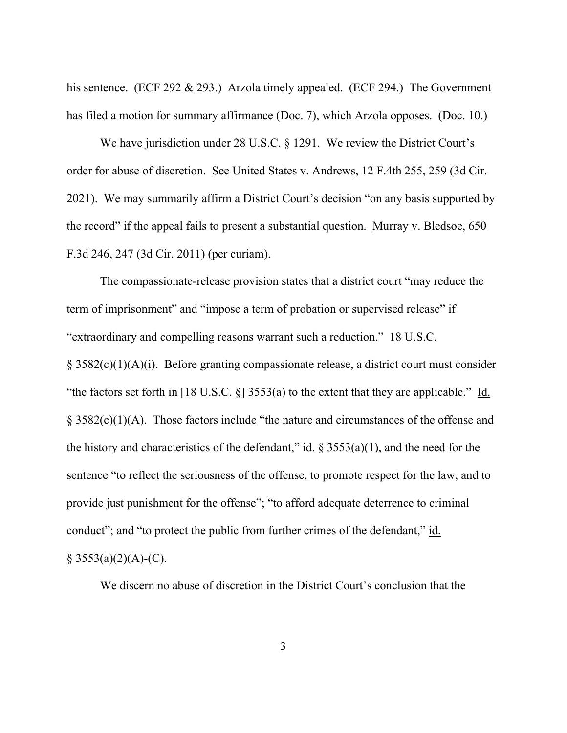his sentence. (ECF 292 & 293.) Arzola timely appealed. (ECF 294.) The Government has filed a motion for summary affirmance (Doc. 7), which Arzola opposes. (Doc. 10.)

We have jurisdiction under 28 U.S.C. § 1291. We review the District Court's order for abuse of discretion. See United States v. Andrews, 12 F.4th 255, 259 (3d Cir. 2021). We may summarily affirm a District Court's decision "on any basis supported by the record" if the appeal fails to present a substantial question. Murray v. Bledsoe, 650 F.3d 246, 247 (3d Cir. 2011) (per curiam).

The compassionate-release provision states that a district court "may reduce the term of imprisonment" and "impose a term of probation or supervised release" if "extraordinary and compelling reasons warrant such a reduction." 18 U.S.C. § 3582(c)(1)(A)(i). Before granting compassionate release, a district court must consider "the factors set forth in [18 U.S.C. §] 3553(a) to the extent that they are applicable." Id. § 3582(c)(1)(A). Those factors include "the nature and circumstances of the offense and the history and characteristics of the defendant," id. § 3553(a)(1), and the need for the sentence "to reflect the seriousness of the offense, to promote respect for the law, and to provide just punishment for the offense"; "to afford adequate deterrence to criminal conduct"; and "to protect the public from further crimes of the defendant," id. § 3553(a)(2)(A)-(C).

We discern no abuse of discretion in the District Court's conclusion that the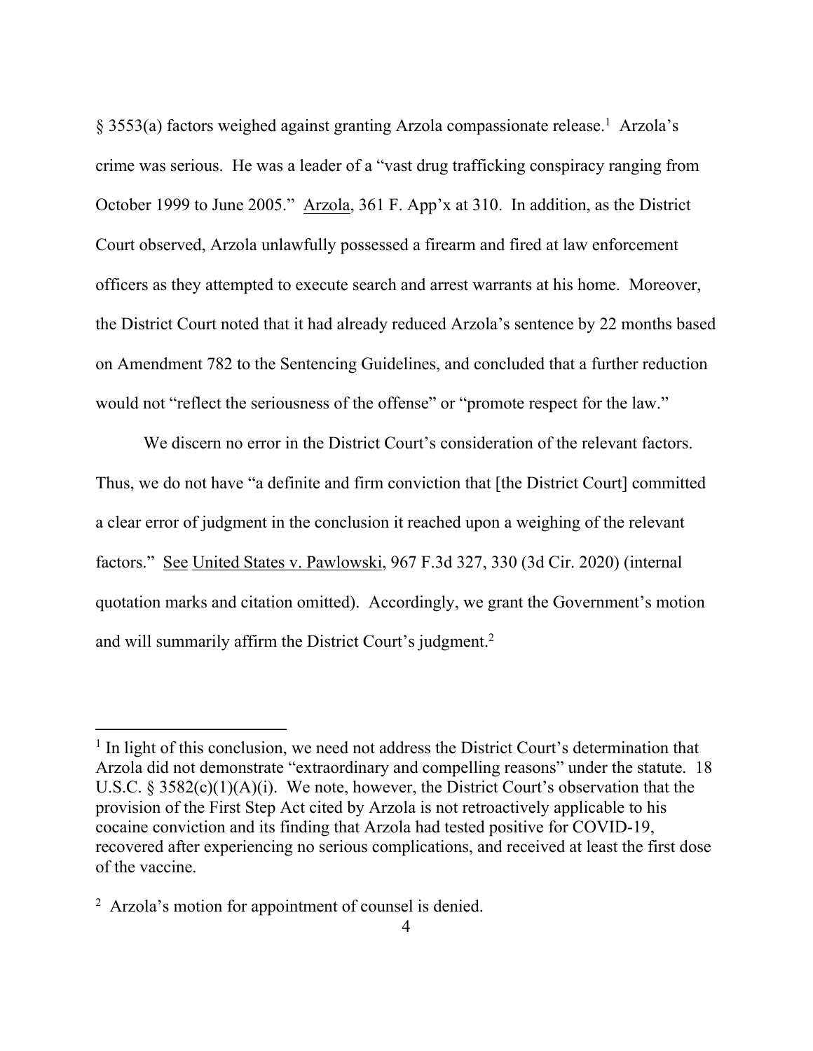§ 3553(a) factors weighed against granting Arzola compassionate release.[1] Arzola's crime was serious. He was a leader of a "vast drug trafficking conspiracy ranging from October 1999 to June 2005." Arzola, 361 F. App'x at 310. In addition, as the District Court observed, Arzola unlawfully possessed a firearm and fired at law enforcement officers as they attempted to execute search and arrest warrants at his home. Moreover, the District Court noted that it had already reduced Arzola's sentence by 22 months based on Amendment 782 to the Sentencing Guidelines, and concluded that a further reduction would not "reflect the seriousness of the offense" or "promote respect for the law."

We discern no error in the District Court's consideration of the relevant factors. Thus, we do not have "a definite and firm conviction that [the District Court] committed a clear error of judgment in the conclusion it reached upon a weighing of the relevant factors." See United States v. Pawlowski, 967 F.3d 327, 330 (3d Cir. 2020) (internal quotation marks and citation omitted). Accordingly, we grant the Government's motion and will summarily affirm the District Court's judgment.[2]

---

[1] In light of this conclusion, we need not address the District Court's determination that Arzola did not demonstrate "extraordinary and compelling reasons" under the statute. 18 U.S.C. § 3582(c)(1)(A)(i). We note, however, the District Court's observation that the provision of the First Step Act cited by Arzola is not retroactively applicable to his cocaine conviction and its finding that Arzola had tested positive for COVID-19, recovered after experiencing no serious complications, and received at least the first dose of the vaccine.

[2] Arzola's motion for appointment of counsel is denied.